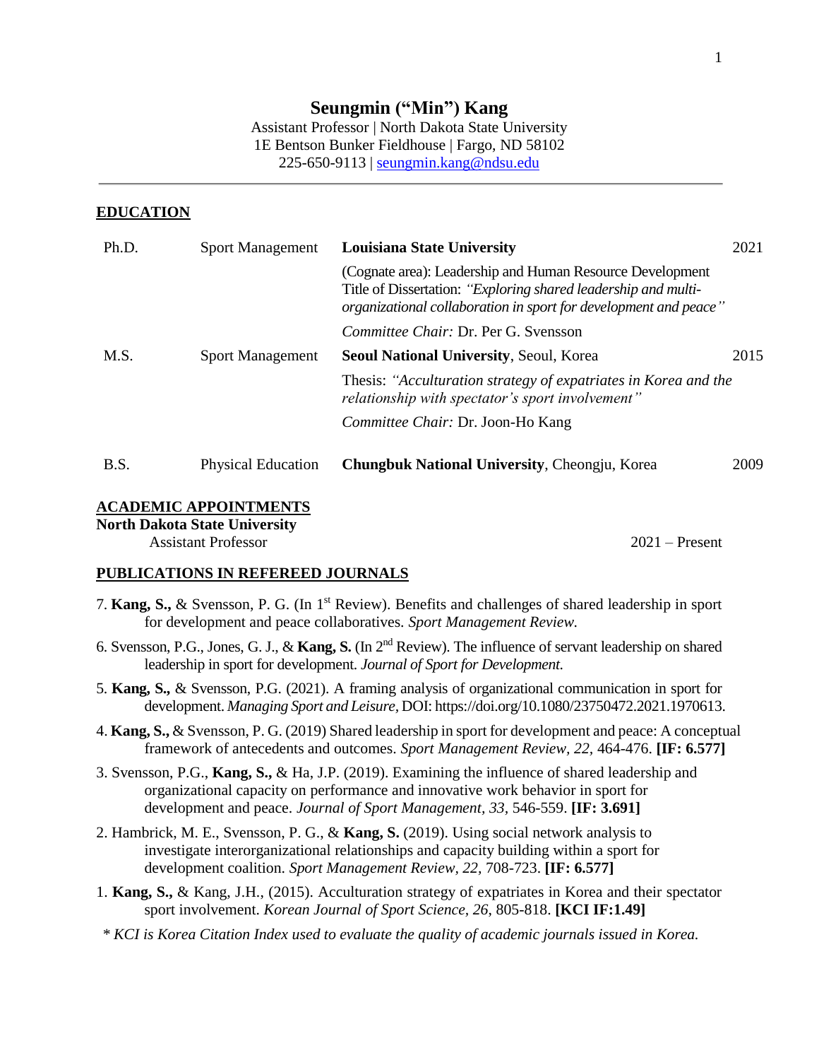# Seungmin ("Min") Kang

Assistant Professor | North Dakota State University
1E Bentson Bunker Fieldhouse | Fargo, ND 58102
225-650-9113 | seungmin.kang@ndsu.edu

---

## EDUCATION

| | | | |
|---|---|---|---|
| Ph.D. | Sport Management | **Louisiana State University**<br>(Cognate area): Leadership and Human Resource Development<br>Title of Dissertation: *"Exploring shared leadership and multi-organizational collaboration in sport for development and peace"*<br>*Committee Chair:* Dr. Per G. Svensson | 2021 |
| M.S. | Sport Management | **Seoul National University**, Seoul, Korea<br>Thesis: *"Acculturation strategy of expatriates in Korea and the relationship with spectator's sport involvement"*<br>*Committee Chair:* Dr. Joon-Ho Kang | 2015 |
| B.S. | Physical Education | **Chungbuk National University**, Cheongju, Korea | 2009 |

## ACADEMIC APPOINTMENTS

**North Dakota State University**

Assistant Professor — 2021 – Present

## PUBLICATIONS IN REFEREED JOURNALS

7. **Kang, S.,** & Svensson, P. G. (In 1st Review). Benefits and challenges of shared leadership in sport for development and peace collaboratives. *Sport Management Review.*

6. Svensson, P.G., Jones, G. J., & **Kang, S.** (In 2nd Review). The influence of servant leadership on shared leadership in sport for development. *Journal of Sport for Development.*

5. **Kang, S.,** & Svensson, P.G. (2021). A framing analysis of organizational communication in sport for development. *Managing Sport and Leisure*, DOI: https://doi.org/10.1080/23750472.2021.1970613.

4. **Kang, S.,** & Svensson, P. G. (2019) Shared leadership in sport for development and peace: A conceptual framework of antecedents and outcomes. *Sport Management Review, 22*, 464-476. **[IF: 6.577]**

3. Svensson, P.G., **Kang, S.,** & Ha, J.P. (2019). Examining the influence of shared leadership and organizational capacity on performance and innovative work behavior in sport for development and peace. *Journal of Sport Management*, *33*, 546-559. **[IF: 3.691]**

2. Hambrick, M. E., Svensson, P. G., & **Kang, S.** (2019). Using social network analysis to investigate interorganizational relationships and capacity building within a sport for development coalition. *Sport Management Review, 22*, 708-723. **[IF: 6.577]**

1. **Kang, S.,** & Kang, J.H., (2015). Acculturation strategy of expatriates in Korea and their spectator sport involvement. *Korean Journal of Sport Science*, *26*, 805-818. **[KCI IF:1.49]**

*\* KCI is Korea Citation Index used to evaluate the quality of academic journals issued in Korea.*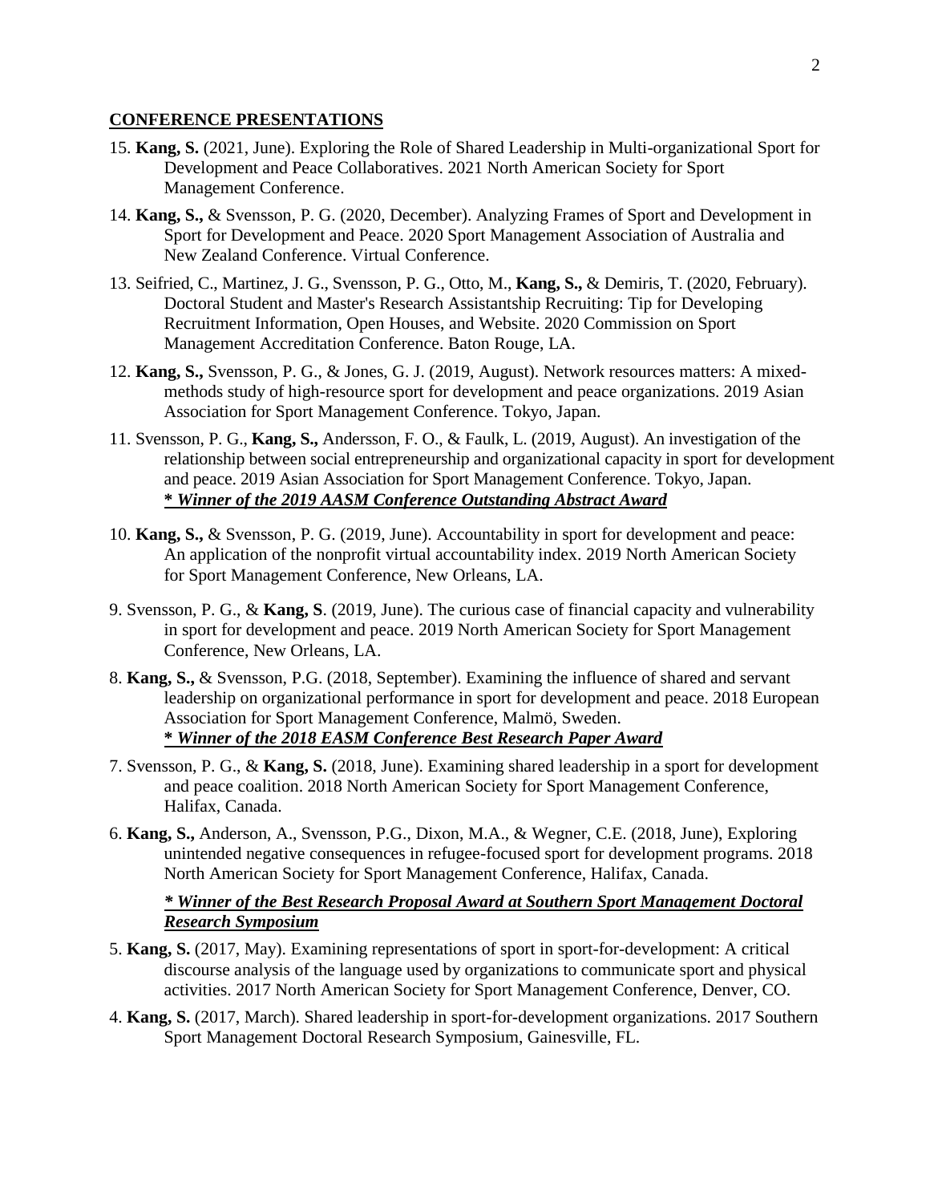## **CONFERENCE PRESENTATIONS**

15. **Kang, S.** (2021, June). Exploring the Role of Shared Leadership in Multi-organizational Sport for Development and Peace Collaboratives. 2021 North American Society for Sport Management Conference.

14. **Kang, S.,** & Svensson, P. G. (2020, December). Analyzing Frames of Sport and Development in Sport for Development and Peace. 2020 Sport Management Association of Australia and New Zealand Conference. Virtual Conference.

13. Seifried, C., Martinez, J. G., Svensson, P. G., Otto, M., **Kang, S.,** & Demiris, T. (2020, February). Doctoral Student and Master's Research Assistantship Recruiting: Tip for Developing Recruitment Information, Open Houses, and Website. 2020 Commission on Sport Management Accreditation Conference. Baton Rouge, LA.

12. **Kang, S.,** Svensson, P. G., & Jones, G. J. (2019, August). Network resources matters: A mixed-methods study of high-resource sport for development and peace organizations. 2019 Asian Association for Sport Management Conference. Tokyo, Japan.

11. Svensson, P. G., **Kang, S.,** Andersson, F. O., & Faulk, L. (2019, August). An investigation of the relationship between social entrepreneurship and organizational capacity in sport for development and peace. 2019 Asian Association for Sport Management Conference. Tokyo, Japan.
    ***\* Winner of the 2019 AASM Conference Outstanding Abstract Award***

10. **Kang, S.,** & Svensson, P. G. (2019, June). Accountability in sport for development and peace: An application of the nonprofit virtual accountability index. 2019 North American Society for Sport Management Conference, New Orleans, LA.

9. Svensson, P. G., & **Kang, S**. (2019, June). The curious case of financial capacity and vulnerability in sport for development and peace. 2019 North American Society for Sport Management Conference, New Orleans, LA.

8. **Kang, S.,** & Svensson, P.G. (2018, September). Examining the influence of shared and servant leadership on organizational performance in sport for development and peace. 2018 European Association for Sport Management Conference, Malmö, Sweden.
    ***\* Winner of the 2018 EASM Conference Best Research Paper Award***

7. Svensson, P. G., & **Kang, S.** (2018, June). Examining shared leadership in a sport for development and peace coalition. 2018 North American Society for Sport Management Conference, Halifax, Canada.

6. **Kang, S.,** Anderson, A., Svensson, P.G., Dixon, M.A., & Wegner, C.E. (2018, June), Exploring unintended negative consequences in refugee-focused sport for development programs. 2018 North American Society for Sport Management Conference, Halifax, Canada.

    ***\* Winner of the Best Research Proposal Award at Southern Sport Management Doctoral Research Symposium***

5. **Kang, S.** (2017, May). Examining representations of sport in sport-for-development: A critical discourse analysis of the language used by organizations to communicate sport and physical activities. 2017 North American Society for Sport Management Conference, Denver, CO.

4. **Kang, S.** (2017, March). Shared leadership in sport-for-development organizations. 2017 Southern Sport Management Doctoral Research Symposium, Gainesville, FL.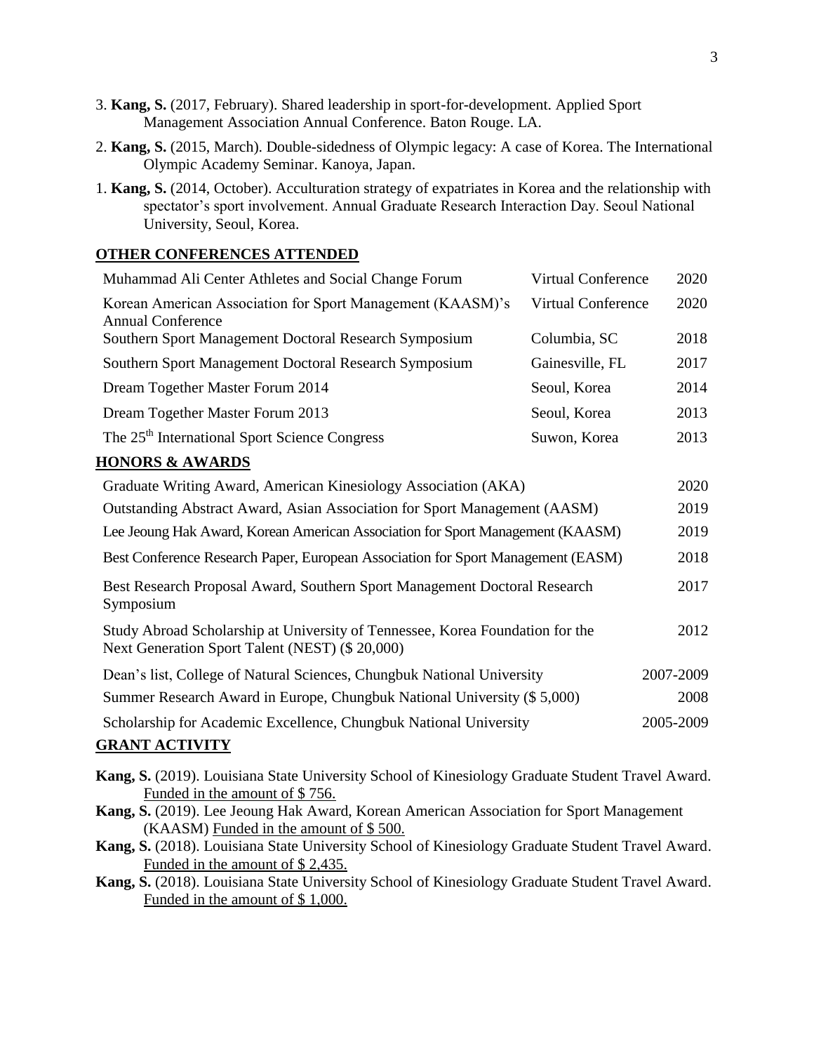3. **Kang, S.** (2017, February). Shared leadership in sport-for-development. Applied Sport Management Association Annual Conference. Baton Rouge. LA.

2. **Kang, S.** (2015, March). Double-sidedness of Olympic legacy: A case of Korea. The International Olympic Academy Seminar. Kanoya, Japan.

1. **Kang, S.** (2014, October). Acculturation strategy of expatriates in Korea and the relationship with spectator's sport involvement. Annual Graduate Research Interaction Day. Seoul National University, Seoul, Korea.

## OTHER CONFERENCES ATTENDED

| | | |
|---|---|---|
| Muhammad Ali Center Athletes and Social Change Forum | Virtual Conference | 2020 |
| Korean American Association for Sport Management (KAASM)'s Annual Conference | Virtual Conference | 2020 |
| Southern Sport Management Doctoral Research Symposium | Columbia, SC | 2018 |
| Southern Sport Management Doctoral Research Symposium | Gainesville, FL | 2017 |
| Dream Together Master Forum 2014 | Seoul, Korea | 2014 |
| Dream Together Master Forum 2013 | Seoul, Korea | 2013 |
| The 25th International Sport Science Congress | Suwon, Korea | 2013 |

## HONORS & AWARDS

| | |
|---|---|
| Graduate Writing Award, American Kinesiology Association (AKA) | 2020 |
| Outstanding Abstract Award, Asian Association for Sport Management (AASM) | 2019 |
| Lee Jeoung Hak Award, Korean American Association for Sport Management (KAASM) | 2019 |
| Best Conference Research Paper, European Association for Sport Management (EASM) | 2018 |
| Best Research Proposal Award, Southern Sport Management Doctoral Research Symposium | 2017 |
| Study Abroad Scholarship at University of Tennessee, Korea Foundation for the Next Generation Sport Talent (NEST) ($ 20,000) | 2012 |
| Dean's list, College of Natural Sciences, Chungbuk National University | 2007-2009 |
| Summer Research Award in Europe, Chungbuk National University ($ 5,000) | 2008 |
| Scholarship for Academic Excellence, Chungbuk National University | 2005-2009 |

## GRANT ACTIVITY

**Kang, S.** (2019). Louisiana State University School of Kinesiology Graduate Student Travel Award. Funded in the amount of $ 756.

**Kang, S.** (2019). Lee Jeoung Hak Award, Korean American Association for Sport Management (KAASM) Funded in the amount of $ 500.

**Kang, S.** (2018). Louisiana State University School of Kinesiology Graduate Student Travel Award. Funded in the amount of $ 2,435.

**Kang, S.** (2018). Louisiana State University School of Kinesiology Graduate Student Travel Award. Funded in the amount of $ 1,000.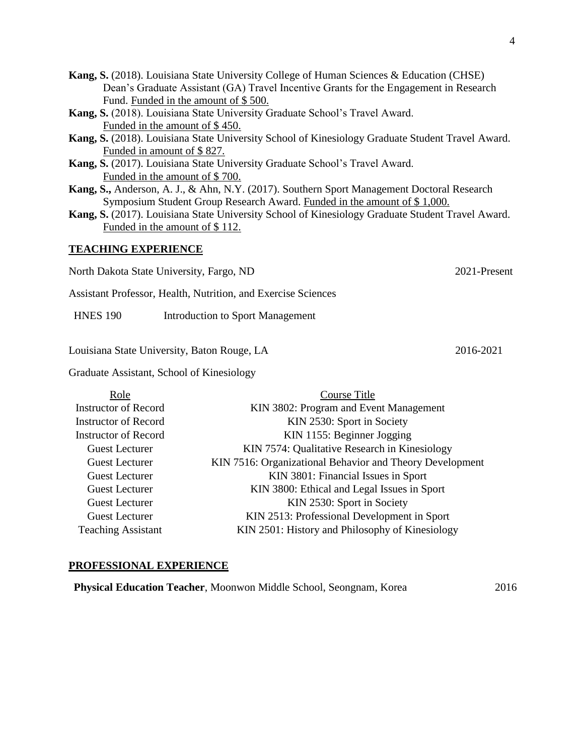**Kang, S.** (2018). Louisiana State University College of Human Sciences & Education (CHSE) Dean's Graduate Assistant (GA) Travel Incentive Grants for the Engagement in Research Fund. Funded in the amount of $ 500.

**Kang, S.** (2018). Louisiana State University Graduate School's Travel Award. Funded in the amount of $ 450.

**Kang, S.** (2018). Louisiana State University School of Kinesiology Graduate Student Travel Award. Funded in amount of $ 827.

**Kang, S.** (2017). Louisiana State University Graduate School's Travel Award. Funded in the amount of $ 700.

**Kang, S.,** Anderson, A. J., & Ahn, N.Y. (2017). Southern Sport Management Doctoral Research Symposium Student Group Research Award. Funded in the amount of $ 1,000.

**Kang, S.** (2017). Louisiana State University School of Kinesiology Graduate Student Travel Award. Funded in the amount of $ 112.

## TEACHING EXPERIENCE

North Dakota State University, Fargo, ND — 2021-Present

Assistant Professor, Health, Nutrition, and Exercise Sciences

HNES 190 — Introduction to Sport Management

Louisiana State University, Baton Rouge, LA — 2016-2021

Graduate Assistant, School of Kinesiology

| Role | Course Title |
|---|---|
| Instructor of Record | KIN 3802: Program and Event Management |
| Instructor of Record | KIN 2530: Sport in Society |
| Instructor of Record | KIN 1155: Beginner Jogging |
| Guest Lecturer | KIN 7574: Qualitative Research in Kinesiology |
| Guest Lecturer | KIN 7516: Organizational Behavior and Theory Development |
| Guest Lecturer | KIN 3801: Financial Issues in Sport |
| Guest Lecturer | KIN 3800: Ethical and Legal Issues in Sport |
| Guest Lecturer | KIN 2530: Sport in Society |
| Guest Lecturer | KIN 2513: Professional Development in Sport |
| Teaching Assistant | KIN 2501: History and Philosophy of Kinesiology |

## PROFESSIONAL EXPERIENCE

**Physical Education Teacher**, Moonwon Middle School, Seongnam, Korea — 2016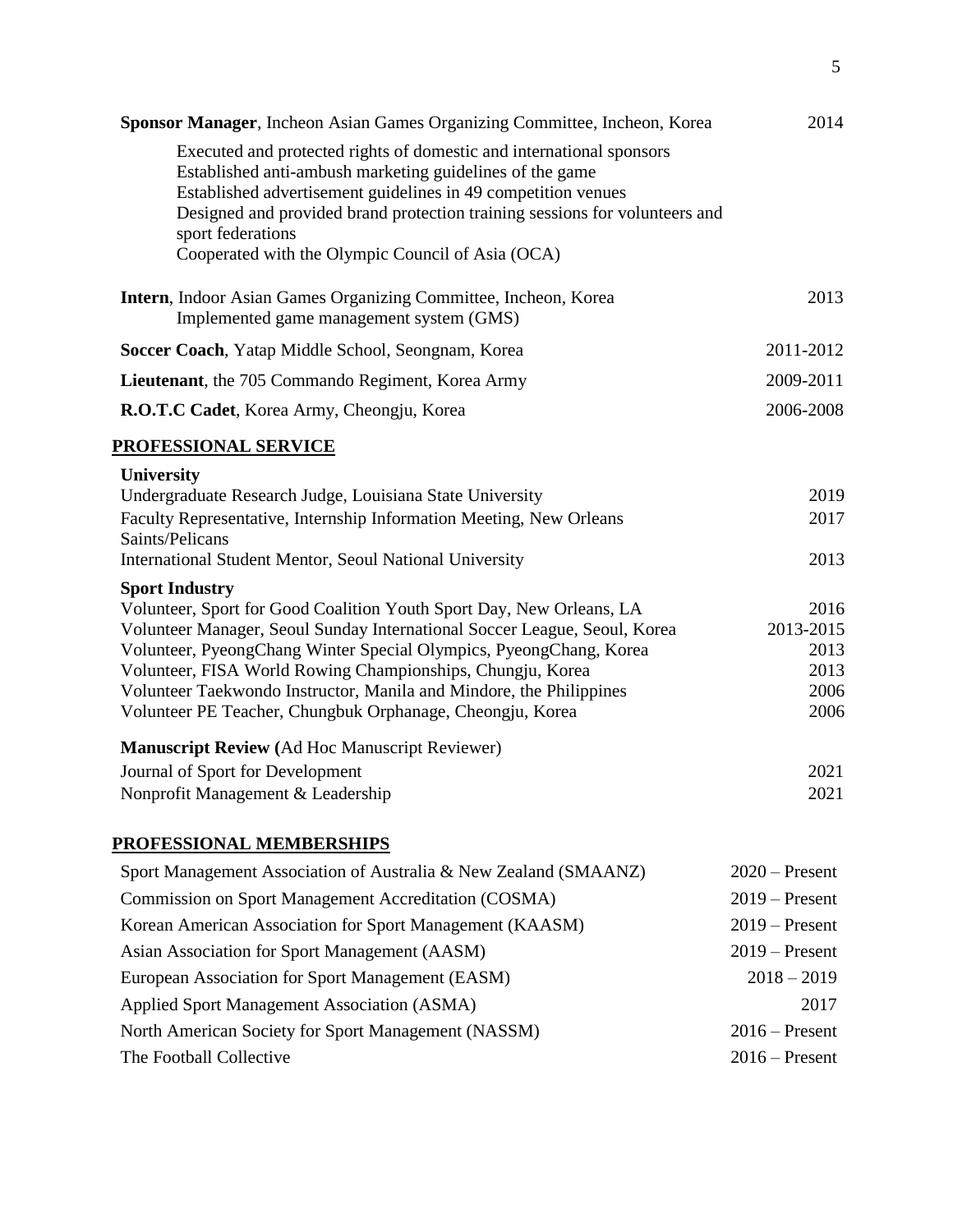**Sponsor Manager**, Incheon Asian Games Organizing Committee, Incheon, Korea — 2014

- Executed and protected rights of domestic and international sponsors
- Established anti-ambush marketing guidelines of the game
- Established advertisement guidelines in 49 competition venues
- Designed and provided brand protection training sessions for volunteers and sport federations
- Cooperated with the Olympic Council of Asia (OCA)

**Intern**, Indoor Asian Games Organizing Committee, Incheon, Korea — 2013

- Implemented game management system (GMS)

**Soccer Coach**, Yatap Middle School, Seongnam, Korea — 2011-2012

**Lieutenant**, the 705 Commando Regiment, Korea Army — 2009-2011

**R.O.T.C Cadet**, Korea Army, Cheongju, Korea — 2006-2008

## PROFESSIONAL SERVICE

**University**

| | |
|---|---|
| Undergraduate Research Judge, Louisiana State University | 2019 |
| Faculty Representative, Internship Information Meeting, New Orleans Saints/Pelicans | 2017 |
| International Student Mentor, Seoul National University | 2013 |

**Sport Industry**

| | |
|---|---|
| Volunteer, Sport for Good Coalition Youth Sport Day, New Orleans, LA | 2016 |
| Volunteer Manager, Seoul Sunday International Soccer League, Seoul, Korea | 2013-2015 |
| Volunteer, PyeongChang Winter Special Olympics, PyeongChang, Korea | 2013 |
| Volunteer, FISA World Rowing Championships, Chungju, Korea | 2013 |
| Volunteer Taekwondo Instructor, Manila and Mindore, the Philippines | 2006 |
| Volunteer PE Teacher, Chungbuk Orphanage, Cheongju, Korea | 2006 |

**Manuscript Review (**Ad Hoc Manuscript Reviewer)

| | |
|---|---|
| Journal of Sport for Development | 2021 |
| Nonprofit Management & Leadership | 2021 |

## PROFESSIONAL MEMBERSHIPS

| | |
|---|---|
| Sport Management Association of Australia & New Zealand (SMAANZ) | 2020 – Present |
| Commission on Sport Management Accreditation (COSMA) | 2019 – Present |
| Korean American Association for Sport Management (KAASM) | 2019 – Present |
| Asian Association for Sport Management (AASM) | 2019 – Present |
| European Association for Sport Management (EASM) | 2018 – 2019 |
| Applied Sport Management Association (ASMA) | 2017 |
| North American Society for Sport Management (NASSM) | 2016 – Present |
| The Football Collective | 2016 – Present |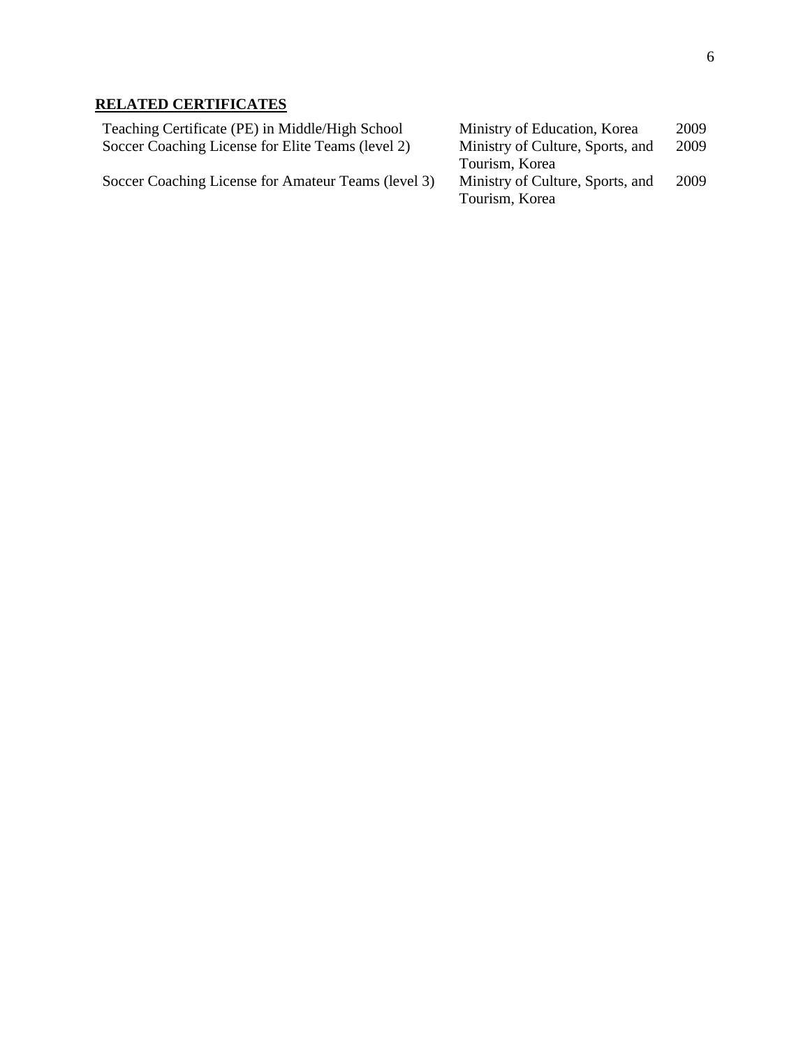## RELATED CERTIFICATES

| | | |
|---|---|---|
| Teaching Certificate (PE) in Middle/High School | Ministry of Education, Korea | 2009 |
| Soccer Coaching License for Elite Teams (level 2) | Ministry of Culture, Sports, and Tourism, Korea | 2009 |
| Soccer Coaching License for Amateur Teams (level 3) | Ministry of Culture, Sports, and Tourism, Korea | 2009 |